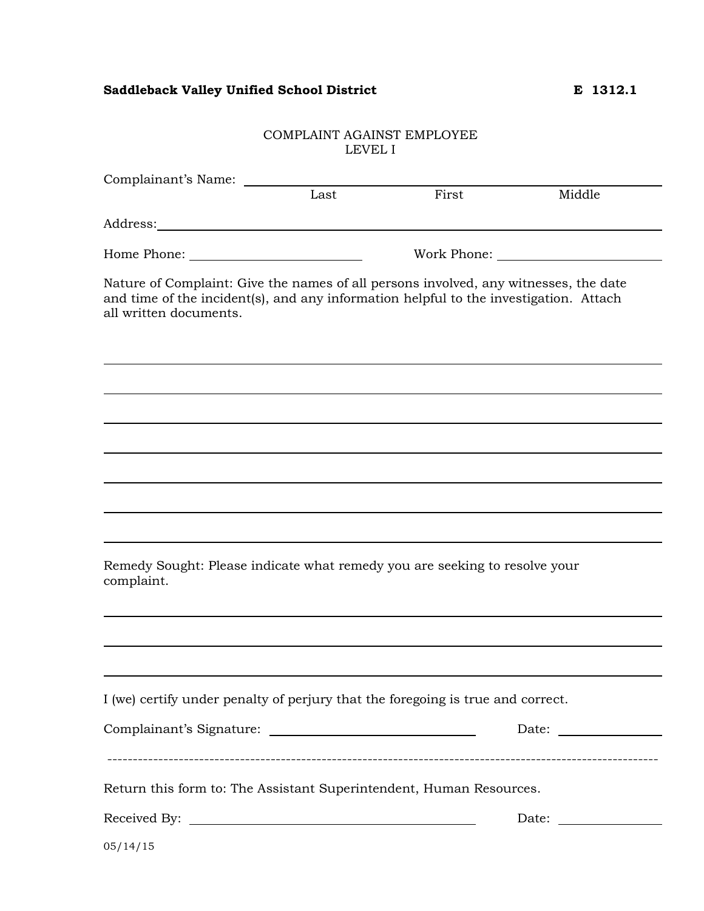**Saddleback Valley Unified School District** **E 1312.1**

COMPLAINT AGAINST EMPLOYEE
LEVEL I

Complainant's Name: ________________________________________________
Last First Middle

Address: ________________________________________________

Home Phone: ______________________ Work Phone: ______________________

Nature of Complaint: Give the names of all persons involved, any witnesses, the date and time of the incident(s), and any information helpful to the investigation. Attach all written documents.

________________________________________________

________________________________________________

________________________________________________

________________________________________________

________________________________________________

________________________________________________

________________________________________________

Remedy Sought: Please indicate what remedy you are seeking to resolve your complaint.

________________________________________________

________________________________________________

________________________________________________

I (we) certify under penalty of perjury that the foregoing is true and correct.

Complainant's Signature: ______________________ Date: __________

---

Return this form to: The Assistant Superintendent, Human Resources.

Received By: ______________________ Date: __________

05/14/15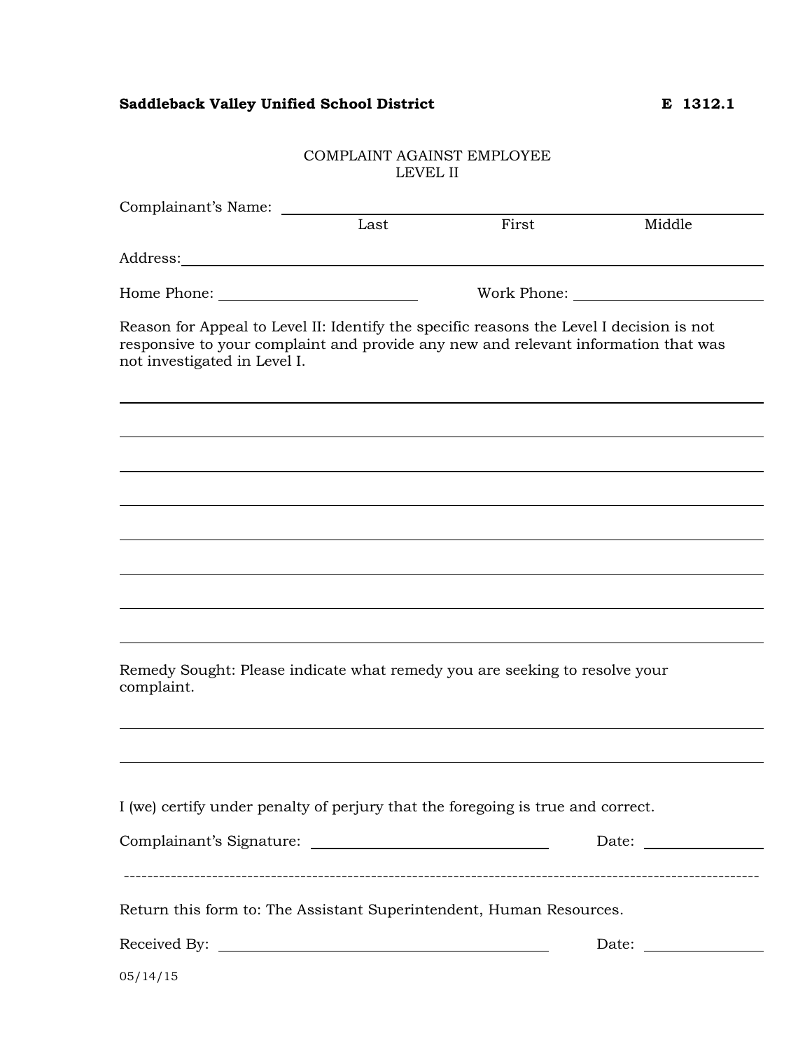**Saddleback Valley Unified School District** **E 1312.1**

COMPLAINT AGAINST EMPLOYEE
LEVEL II

Complainant's Name: ______________________________________________
Last First Middle

Address: ______________________________________________

Home Phone: ____________________ Work Phone: ____________________

Reason for Appeal to Level II: Identify the specific reasons the Level I decision is not responsive to your complaint and provide any new and relevant information that was not investigated in Level I.

______________________________________________

______________________________________________

______________________________________________

______________________________________________

______________________________________________

______________________________________________

______________________________________________

______________________________________________

Remedy Sought: Please indicate what remedy you are seeking to resolve your complaint.

______________________________________________

______________________________________________

I (we) certify under penalty of perjury that the foregoing is true and correct.

Complainant's Signature: ______________________ Date: __________

---

Return this form to: The Assistant Superintendent, Human Resources.

Received By: ______________________ Date: __________

05/14/15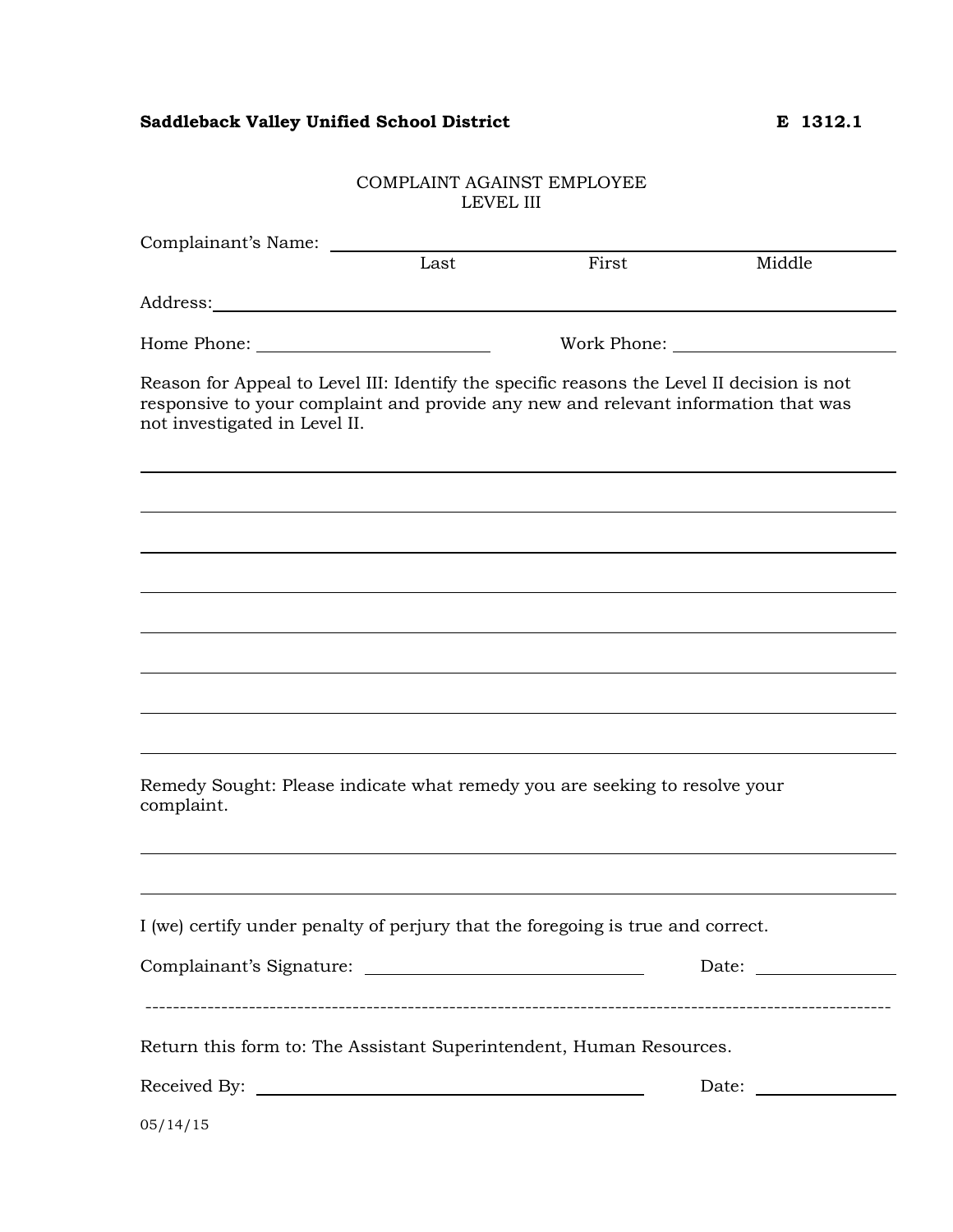**Saddleback Valley Unified School District** **E 1312.1**

COMPLAINT AGAINST EMPLOYEE
LEVEL III

Complainant's Name: ______________________________________________
Last First Middle

Address: ______________________________________________

Home Phone: ____________________ Work Phone: ____________________

Reason for Appeal to Level III: Identify the specific reasons the Level II decision is not responsive to your complaint and provide any new and relevant information that was not investigated in Level II.

______________________________________________

______________________________________________

______________________________________________

______________________________________________

______________________________________________

______________________________________________

______________________________________________

______________________________________________

Remedy Sought: Please indicate what remedy you are seeking to resolve your complaint.

______________________________________________

______________________________________________

I (we) certify under penalty of perjury that the foregoing is true and correct.

Complainant's Signature: ______________________________ Date: ______________

---

Return this form to: The Assistant Superintendent, Human Resources.

Received By: ______________________________ Date: ______________

05/14/15